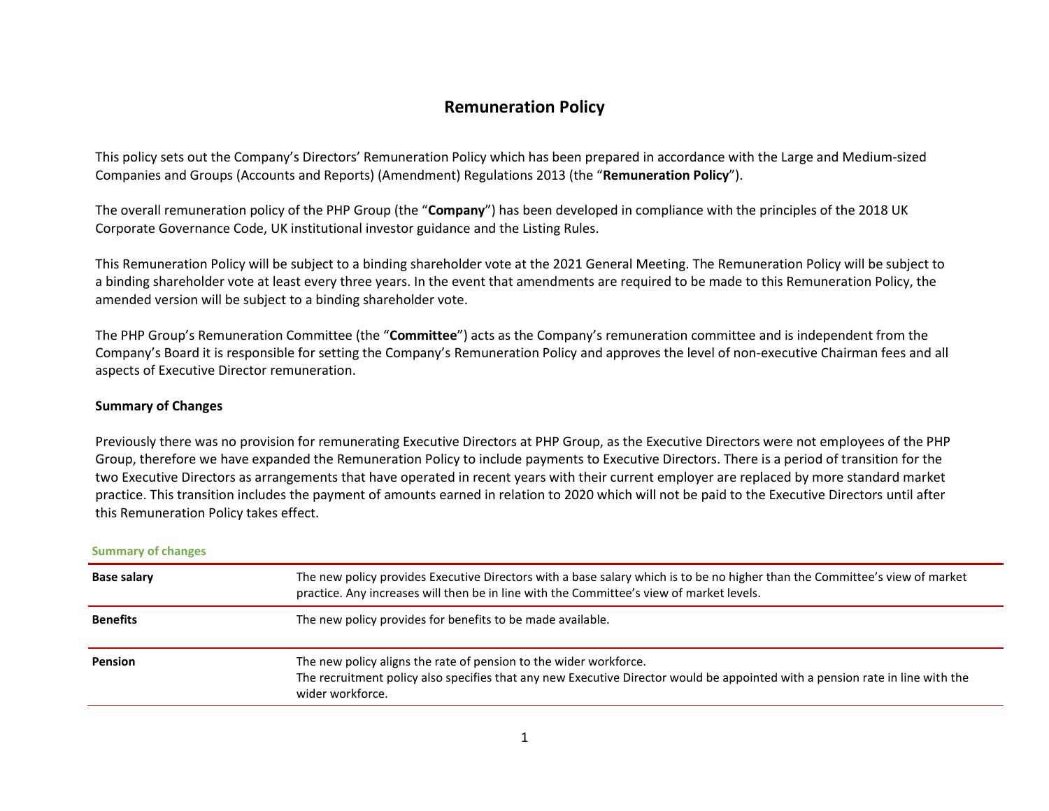# Remuneration Policy

This policy sets out the Company's Directors' Remuneration Policy which has been prepared in accordance with the Large and Medium-sized Companies and Groups (Accounts and Reports) (Amendment) Regulations 2013 (the "**Remuneration Policy**").

The overall remuneration policy of the PHP Group (the "**Company**") has been developed in compliance with the principles of the 2018 UK Corporate Governance Code, UK institutional investor guidance and the Listing Rules.

This Remuneration Policy will be subject to a binding shareholder vote at the 2021 General Meeting. The Remuneration Policy will be subject to a binding shareholder vote at least every three years. In the event that amendments are required to be made to this Remuneration Policy, the amended version will be subject to a binding shareholder vote.

The PHP Group's Remuneration Committee (the "**Committee**") acts as the Company's remuneration committee and is independent from the Company's Board it is responsible for setting the Company's Remuneration Policy and approves the level of non-executive Chairman fees and all aspects of Executive Director remuneration.

**Summary of Changes**

Previously there was no provision for remunerating Executive Directors at PHP Group, as the Executive Directors were not employees of the PHP Group, therefore we have expanded the Remuneration Policy to include payments to Executive Directors. There is a period of transition for the two Executive Directors as arrangements that have operated in recent years with their current employer are replaced by more standard market practice. This transition includes the payment of amounts earned in relation to 2020 which will not be paid to the Executive Directors until after this Remuneration Policy takes effect.

**Summary of changes**

| | |
|---|---|
| **Base salary** | The new policy provides Executive Directors with a base salary which is to be no higher than the Committee's view of market practice. Any increases will then be in line with the Committee's view of market levels. |
| **Benefits** | The new policy provides for benefits to be made available. |
| **Pension** | The new policy aligns the rate of pension to the wider workforce.<br>The recruitment policy also specifies that any new Executive Director would be appointed with a pension rate in line with the wider workforce. |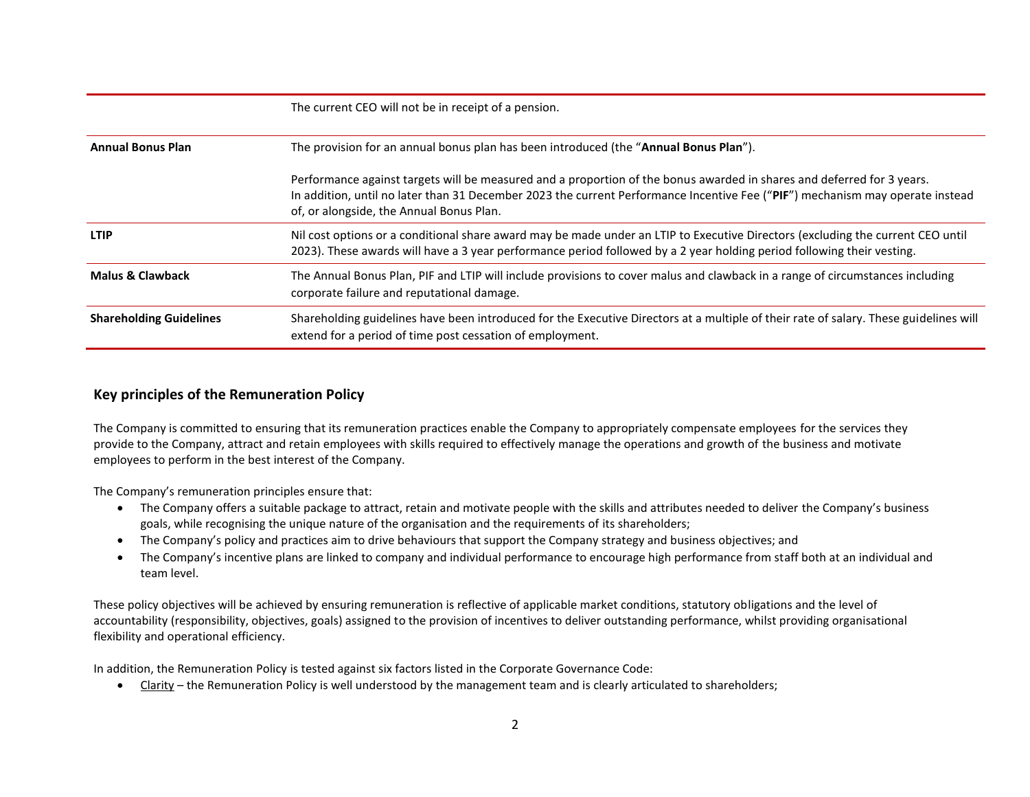| | |
|---|---|
| | The current CEO will not be in receipt of a pension. |
| **Annual Bonus Plan** | The provision for an annual bonus plan has been introduced (the "**Annual Bonus Plan**").<br><br>Performance against targets will be measured and a proportion of the bonus awarded in shares and deferred for 3 years.<br>In addition, until no later than 31 December 2023 the current Performance Incentive Fee ("**PIF**") mechanism may operate instead of, or alongside, the Annual Bonus Plan. |
| **LTIP** | Nil cost options or a conditional share award may be made under an LTIP to Executive Directors (excluding the current CEO until 2023). These awards will have a 3 year performance period followed by a 2 year holding period following their vesting. |
| **Malus & Clawback** | The Annual Bonus Plan, PIF and LTIP will include provisions to cover malus and clawback in a range of circumstances including corporate failure and reputational damage. |
| **Shareholding Guidelines** | Shareholding guidelines have been introduced for the Executive Directors at a multiple of their rate of salary. These guidelines will extend for a period of time post cessation of employment. |

## Key principles of the Remuneration Policy

The Company is committed to ensuring that its remuneration practices enable the Company to appropriately compensate employees for the services they provide to the Company, attract and retain employees with skills required to effectively manage the operations and growth of the business and motivate employees to perform in the best interest of the Company.

The Company's remuneration principles ensure that:

- The Company offers a suitable package to attract, retain and motivate people with the skills and attributes needed to deliver the Company's business goals, while recognising the unique nature of the organisation and the requirements of its shareholders;
- The Company's policy and practices aim to drive behaviours that support the Company strategy and business objectives; and
- The Company's incentive plans are linked to company and individual performance to encourage high performance from staff both at an individual and team level.

These policy objectives will be achieved by ensuring remuneration is reflective of applicable market conditions, statutory obligations and the level of accountability (responsibility, objectives, goals) assigned to the provision of incentives to deliver outstanding performance, whilst providing organisational flexibility and operational efficiency.

In addition, the Remuneration Policy is tested against six factors listed in the Corporate Governance Code:

- Clarity – the Remuneration Policy is well understood by the management team and is clearly articulated to shareholders;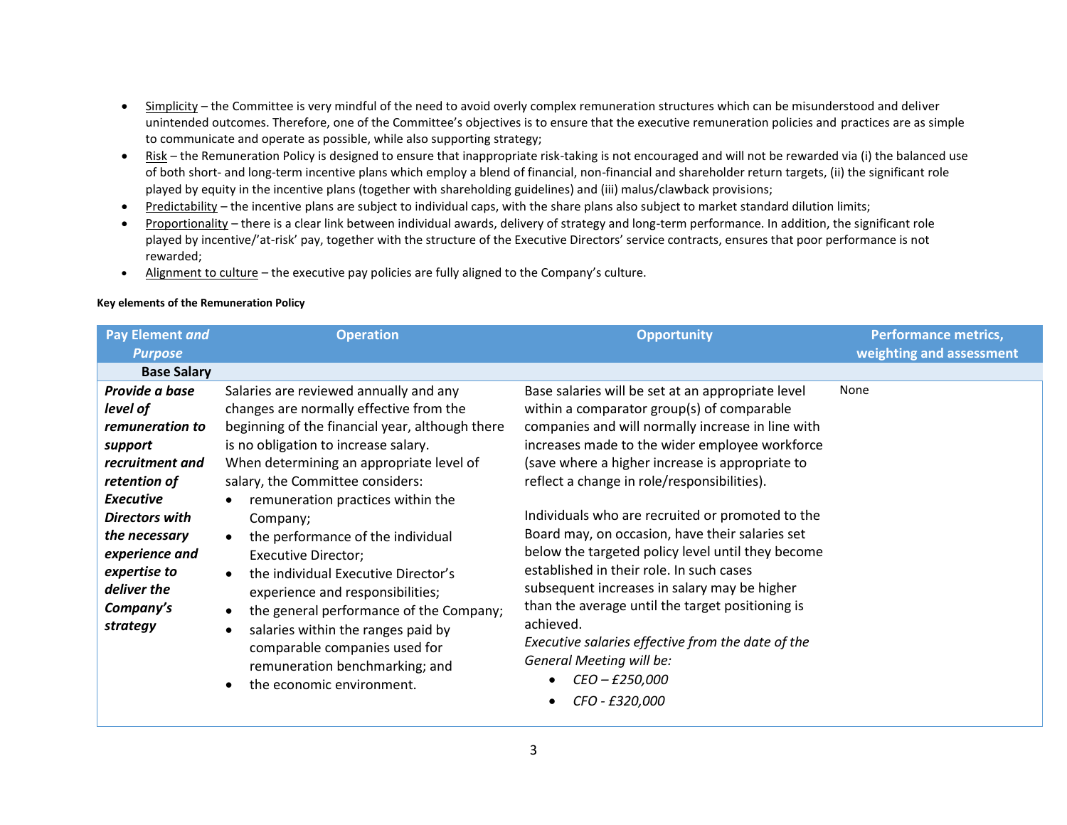- Simplicity – the Committee is very mindful of the need to avoid overly complex remuneration structures which can be misunderstood and deliver unintended outcomes. Therefore, one of the Committee's objectives is to ensure that the executive remuneration policies and practices are as simple to communicate and operate as possible, while also supporting strategy;
- Risk – the Remuneration Policy is designed to ensure that inappropriate risk-taking is not encouraged and will not be rewarded via (i) the balanced use of both short- and long-term incentive plans which employ a blend of financial, non-financial and shareholder return targets, (ii) the significant role played by equity in the incentive plans (together with shareholding guidelines) and (iii) malus/clawback provisions;
- Predictability – the incentive plans are subject to individual caps, with the share plans also subject to market standard dilution limits;
- Proportionality – there is a clear link between individual awards, delivery of strategy and long-term performance. In addition, the significant role played by incentive/'at-risk' pay, together with the structure of the Executive Directors' service contracts, ensures that poor performance is not rewarded;
- Alignment to culture – the executive pay policies are fully aligned to the Company's culture.

**Key elements of the Remuneration Policy**

| Pay Element *and Purpose* | Operation | Opportunity | Performance metrics, weighting and assessment |
|---|---|---|---|
| **Base Salary** | | | |
| ***Provide a base level of remuneration to support recruitment and retention of Executive Directors with the necessary experience and expertise to deliver the Company's strategy*** | Salaries are reviewed annually and any changes are normally effective from the beginning of the financial year, although there is no obligation to increase salary.<br>When determining an appropriate level of salary, the Committee considers:<br>• remuneration practices within the Company;<br>• the performance of the individual Executive Director;<br>• the individual Executive Director's experience and responsibilities;<br>• the general performance of the Company;<br>• salaries within the ranges paid by comparable companies used for remuneration benchmarking; and<br>• the economic environment. | Base salaries will be set at an appropriate level within a comparator group(s) of comparable companies and will normally increase in line with increases made to the wider employee workforce (save where a higher increase is appropriate to reflect a change in role/responsibilities).<br><br>Individuals who are recruited or promoted to the Board may, on occasion, have their salaries set below the targeted policy level until they become established in their role. In such cases subsequent increases in salary may be higher than the average until the target positioning is achieved.<br>*Executive salaries effective from the date of the General Meeting will be:*<br>• *CEO – £250,000*<br>• *CFO - £320,000* | None |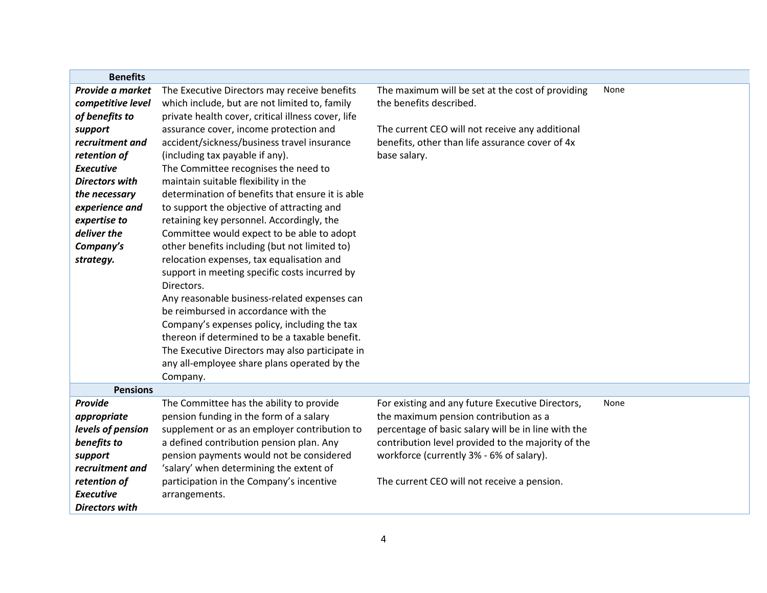| | | | |
|---|---|---|---|
| **Benefits** | | | |
| ***Provide a market competitive level of benefits to support recruitment and retention of Executive Directors with the necessary experience and expertise to deliver the Company's strategy.*** | The Executive Directors may receive benefits which include, but are not limited to, family private health cover, critical illness cover, life assurance cover, income protection and accident/sickness/business travel insurance (including tax payable if any).<br>The Committee recognises the need to maintain suitable flexibility in the determination of benefits that ensure it is able to support the objective of attracting and retaining key personnel. Accordingly, the Committee would expect to be able to adopt other benefits including (but not limited to) relocation expenses, tax equalisation and support in meeting specific costs incurred by Directors.<br>Any reasonable business-related expenses can be reimbursed in accordance with the Company's expenses policy, including the tax thereon if determined to be a taxable benefit.<br>The Executive Directors may also participate in any all-employee share plans operated by the Company. | The maximum will be set at the cost of providing the benefits described.<br><br>The current CEO will not receive any additional benefits, other than life assurance cover of 4x base salary. | None |
| **Pensions** | | | |
| ***Provide appropriate levels of pension benefits to support recruitment and retention of Executive Directors with*** | The Committee has the ability to provide pension funding in the form of a salary supplement or as an employer contribution to a defined contribution pension plan. Any pension payments would not be considered 'salary' when determining the extent of participation in the Company's incentive arrangements. | For existing and any future Executive Directors, the maximum pension contribution as a percentage of basic salary will be in line with the contribution level provided to the majority of the workforce (currently 3% - 6% of salary).<br><br>The current CEO will not receive a pension. | None |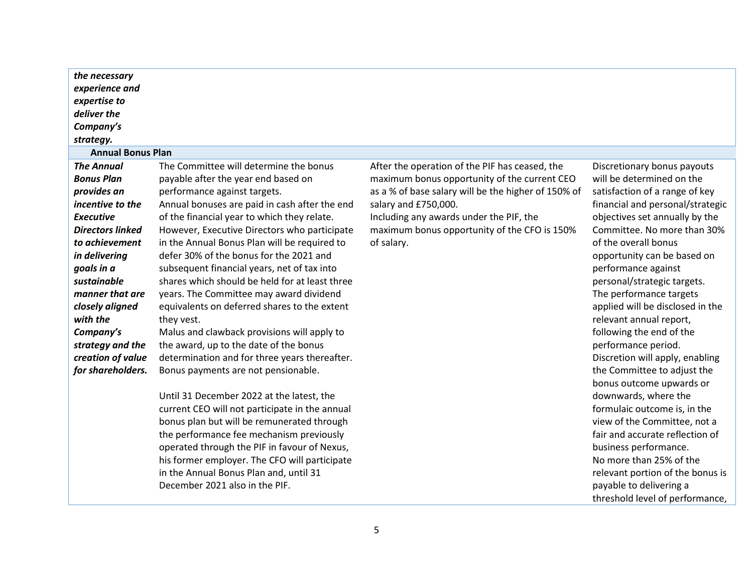| | | | |
|---|---|---|---|
| ***the necessary experience and expertise to deliver the Company's strategy.*** | | | |
| **Annual Bonus Plan** | | | |
| ***The Annual Bonus Plan provides an incentive to the Executive Directors linked to achievement in delivering goals in a sustainable manner that are closely aligned with the Company's strategy and the creation of value for shareholders.*** | The Committee will determine the bonus payable after the year end based on performance against targets.<br>Annual bonuses are paid in cash after the end of the financial year to which they relate. However, Executive Directors who participate in the Annual Bonus Plan will be required to defer 30% of the bonus for the 2021 and subsequent financial years, net of tax into shares which should be held for at least three years. The Committee may award dividend equivalents on deferred shares to the extent they vest.<br>Malus and clawback provisions will apply to the award, up to the date of the bonus determination and for three years thereafter.<br>Bonus payments are not pensionable.<br><br>Until 31 December 2022 at the latest, the current CEO will not participate in the annual bonus plan but will be remunerated through the performance fee mechanism previously operated through the PIF in favour of Nexus, his former employer. The CFO will participate in the Annual Bonus Plan and, until 31 December 2021 also in the PIF. | After the operation of the PIF has ceased, the maximum bonus opportunity of the current CEO as a % of base salary will be the higher of 150% of salary and £750,000.<br>Including any awards under the PIF, the maximum bonus opportunity of the CFO is 150% of salary. | Discretionary bonus payouts will be determined on the satisfaction of a range of key financial and personal/strategic objectives set annually by the Committee. No more than 30% of the overall bonus opportunity can be based on performance against personal/strategic targets.<br>The performance targets applied will be disclosed in the relevant annual report, following the end of the performance period.<br>Discretion will apply, enabling the Committee to adjust the bonus outcome upwards or downwards, where the formulaic outcome is, in the view of the Committee, not a fair and accurate reflection of business performance.<br>No more than 25% of the relevant portion of the bonus is payable to delivering a threshold level of performance, |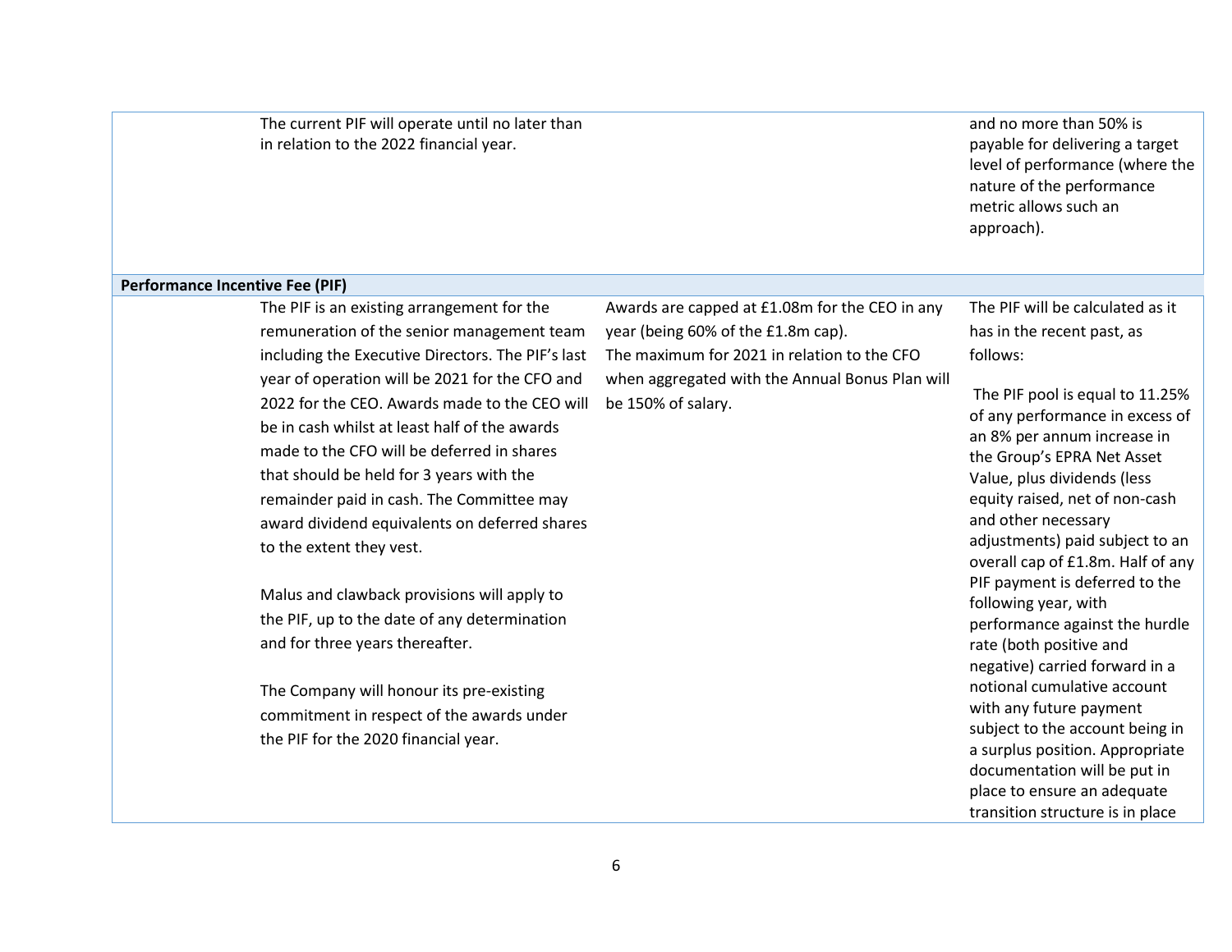| | | | |
|---|---|---|---|
| | The current PIF will operate until no later than in relation to the 2022 financial year. | | and no more than 50% is payable for delivering a target level of performance (where the nature of the performance metric allows such an approach). |
| **Performance Incentive Fee (PIF)** | | | |
| | The PIF is an existing arrangement for the remuneration of the senior management team including the Executive Directors. The PIF's last year of operation will be 2021 for the CFO and 2022 for the CEO. Awards made to the CEO will be in cash whilst at least half of the awards made to the CFO will be deferred in shares that should be held for 3 years with the remainder paid in cash. The Committee may award dividend equivalents on deferred shares to the extent they vest.<br><br>Malus and clawback provisions will apply to the PIF, up to the date of any determination and for three years thereafter.<br><br>The Company will honour its pre-existing commitment in respect of the awards under the PIF for the 2020 financial year. | Awards are capped at £1.08m for the CEO in any year (being 60% of the £1.8m cap).<br>The maximum for 2021 in relation to the CFO when aggregated with the Annual Bonus Plan will be 150% of salary. | The PIF will be calculated as it has in the recent past, as follows:<br><br>The PIF pool is equal to 11.25% of any performance in excess of an 8% per annum increase in the Group's EPRA Net Asset Value, plus dividends (less equity raised, net of non-cash and other necessary adjustments) paid subject to an overall cap of £1.8m. Half of any PIF payment is deferred to the following year, with performance against the hurdle rate (both positive and negative) carried forward in a notional cumulative account with any future payment subject to the account being in a surplus position. Appropriate documentation will be put in place to ensure an adequate transition structure is in place |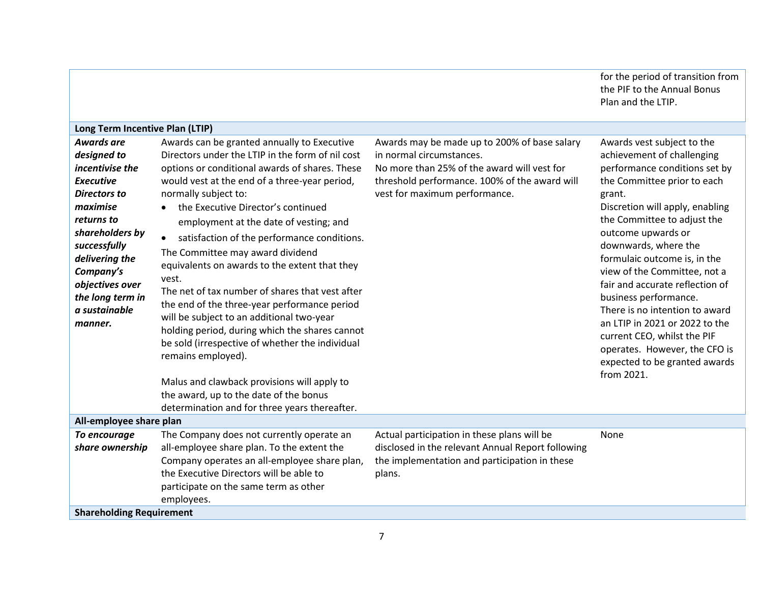| | | | |
|---|---|---|---|
| | | | for the period of transition from the PIF to the Annual Bonus Plan and the LTIP. |
| **Long Term Incentive Plan (LTIP)** | | | |
| ***Awards are designed to incentivise the Executive Directors to maximise returns to shareholders by successfully delivering the Company's objectives over the long term in a sustainable manner.*** | Awards can be granted annually to Executive Directors under the LTIP in the form of nil cost options or conditional awards of shares. These would vest at the end of a three-year period, normally subject to:<br>• the Executive Director's continued employment at the date of vesting; and<br>• satisfaction of the performance conditions.<br>The Committee may award dividend equivalents on awards to the extent that they vest.<br>The net of tax number of shares that vest after the end of the three-year performance period will be subject to an additional two-year holding period, during which the shares cannot be sold (irrespective of whether the individual remains employed).<br><br>Malus and clawback provisions will apply to the award, up to the date of the bonus determination and for three years thereafter. | Awards may be made up to 200% of base salary in normal circumstances.<br>No more than 25% of the award will vest for threshold performance. 100% of the award will vest for maximum performance. | Awards vest subject to the achievement of challenging performance conditions set by the Committee prior to each grant.<br>Discretion will apply, enabling the Committee to adjust the outcome upwards or downwards, where the formulaic outcome is, in the view of the Committee, not a fair and accurate reflection of business performance.<br>There is no intention to award an LTIP in 2021 or 2022 to the current CEO, whilst the PIF operates. However, the CFO is expected to be granted awards from 2021. |
| **All-employee share plan** | | | |
| ***To encourage share ownership*** | The Company does not currently operate an all-employee share plan. To the extent the Company operates an all-employee share plan, the Executive Directors will be able to participate on the same term as other employees. | Actual participation in these plans will be disclosed in the relevant Annual Report following the implementation and participation in these plans. | None |
| **Shareholding Requirement** | | | |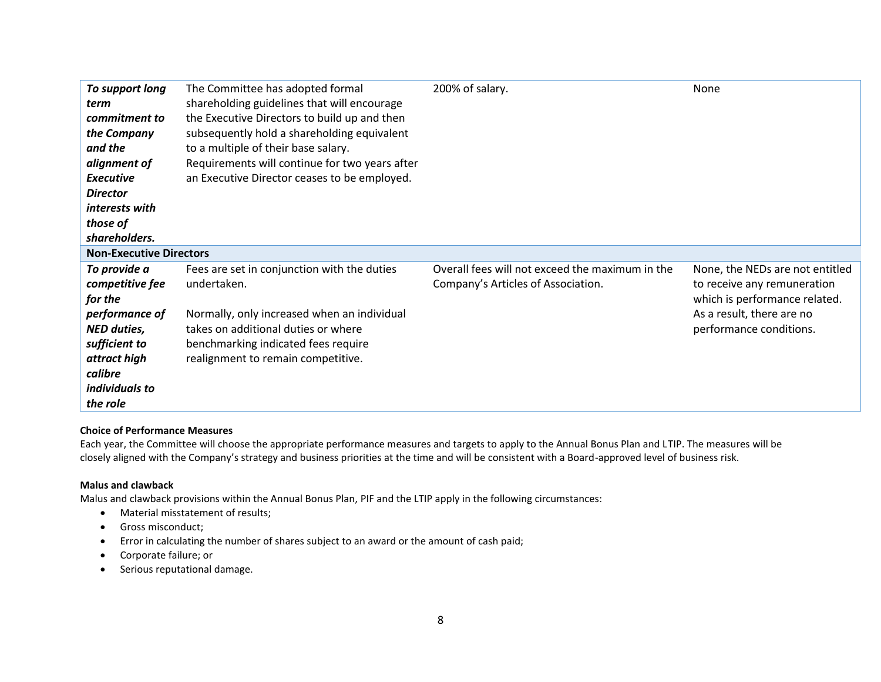| | | | |
|---|---|---|---|
| ***To support long term commitment to the Company and the alignment of Executive Director interests with those of shareholders.*** | The Committee has adopted formal shareholding guidelines that will encourage the Executive Directors to build up and then subsequently hold a shareholding equivalent to a multiple of their base salary. Requirements will continue for two years after an Executive Director ceases to be employed. | 200% of salary. | None |
| **Non-Executive Directors** | | | |
| ***To provide a competitive fee for the performance of NED duties, sufficient to attract high calibre individuals to the role*** | Fees are set in conjunction with the duties undertaken.<br><br>Normally, only increased when an individual takes on additional duties or where benchmarking indicated fees require realignment to remain competitive. | Overall fees will not exceed the maximum in the Company's Articles of Association. | None, the NEDs are not entitled to receive any remuneration which is performance related. As a result, there are no performance conditions. |

**Choice of Performance Measures**

Each year, the Committee will choose the appropriate performance measures and targets to apply to the Annual Bonus Plan and LTIP. The measures will be closely aligned with the Company's strategy and business priorities at the time and will be consistent with a Board-approved level of business risk.

**Malus and clawback**

Malus and clawback provisions within the Annual Bonus Plan, PIF and the LTIP apply in the following circumstances:

- Material misstatement of results;
- Gross misconduct;
- Error in calculating the number of shares subject to an award or the amount of cash paid;
- Corporate failure; or
- Serious reputational damage.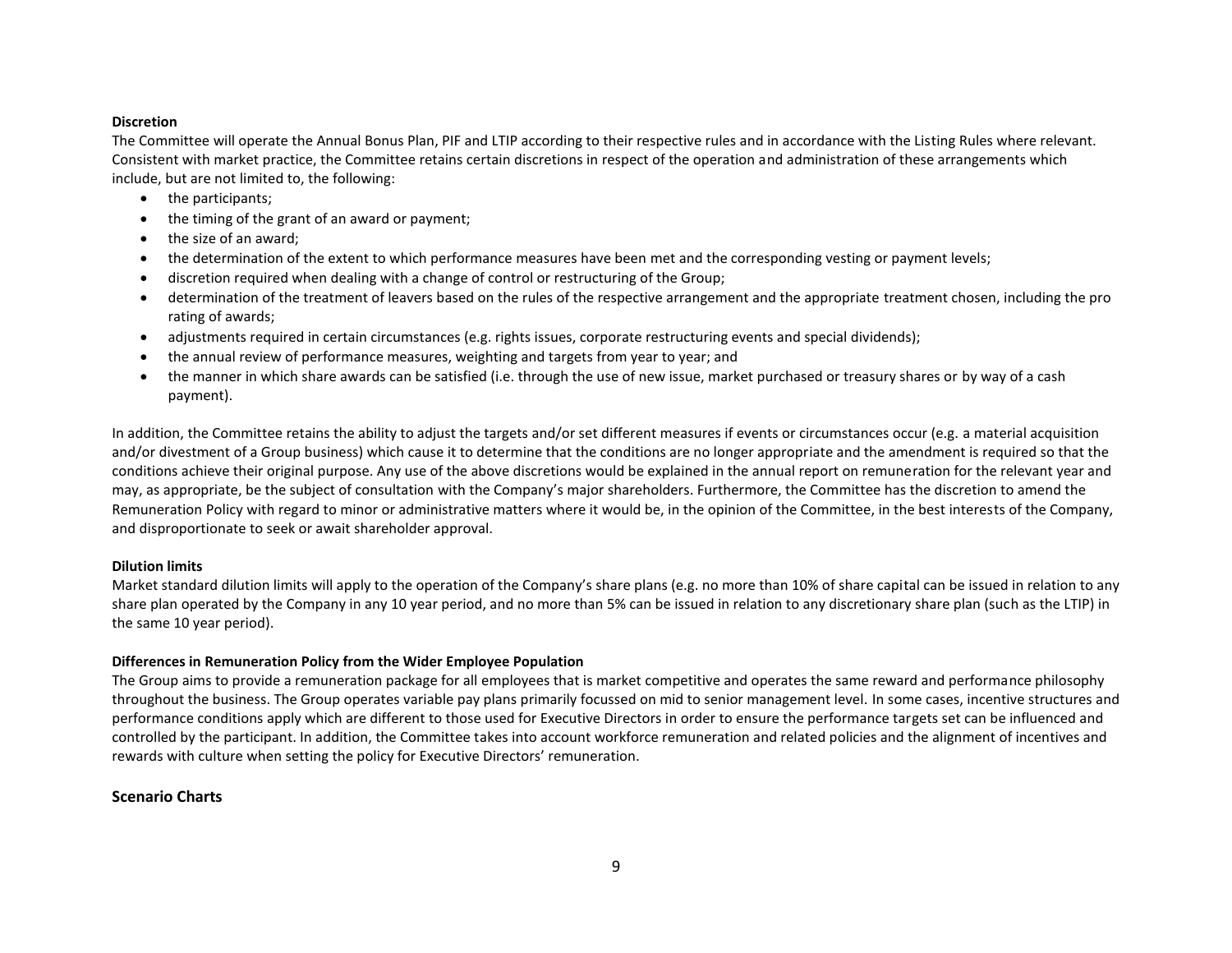**Discretion**

The Committee will operate the Annual Bonus Plan, PIF and LTIP according to their respective rules and in accordance with the Listing Rules where relevant. Consistent with market practice, the Committee retains certain discretions in respect of the operation and administration of these arrangements which include, but are not limited to, the following:

- the participants;
- the timing of the grant of an award or payment;
- the size of an award;
- the determination of the extent to which performance measures have been met and the corresponding vesting or payment levels;
- discretion required when dealing with a change of control or restructuring of the Group;
- determination of the treatment of leavers based on the rules of the respective arrangement and the appropriate treatment chosen, including the pro rating of awards;
- adjustments required in certain circumstances (e.g. rights issues, corporate restructuring events and special dividends);
- the annual review of performance measures, weighting and targets from year to year; and
- the manner in which share awards can be satisfied (i.e. through the use of new issue, market purchased or treasury shares or by way of a cash payment).

In addition, the Committee retains the ability to adjust the targets and/or set different measures if events or circumstances occur (e.g. a material acquisition and/or divestment of a Group business) which cause it to determine that the conditions are no longer appropriate and the amendment is required so that the conditions achieve their original purpose. Any use of the above discretions would be explained in the annual report on remuneration for the relevant year and may, as appropriate, be the subject of consultation with the Company's major shareholders. Furthermore, the Committee has the discretion to amend the Remuneration Policy with regard to minor or administrative matters where it would be, in the opinion of the Committee, in the best interests of the Company, and disproportionate to seek or await shareholder approval.

**Dilution limits**

Market standard dilution limits will apply to the operation of the Company's share plans (e.g. no more than 10% of share capital can be issued in relation to any share plan operated by the Company in any 10 year period, and no more than 5% can be issued in relation to any discretionary share plan (such as the LTIP) in the same 10 year period).

**Differences in Remuneration Policy from the Wider Employee Population**

The Group aims to provide a remuneration package for all employees that is market competitive and operates the same reward and performance philosophy throughout the business. The Group operates variable pay plans primarily focussed on mid to senior management level. In some cases, incentive structures and performance conditions apply which are different to those used for Executive Directors in order to ensure the performance targets set can be influenced and controlled by the participant. In addition, the Committee takes into account workforce remuneration and related policies and the alignment of incentives and rewards with culture when setting the policy for Executive Directors' remuneration.

## Scenario Charts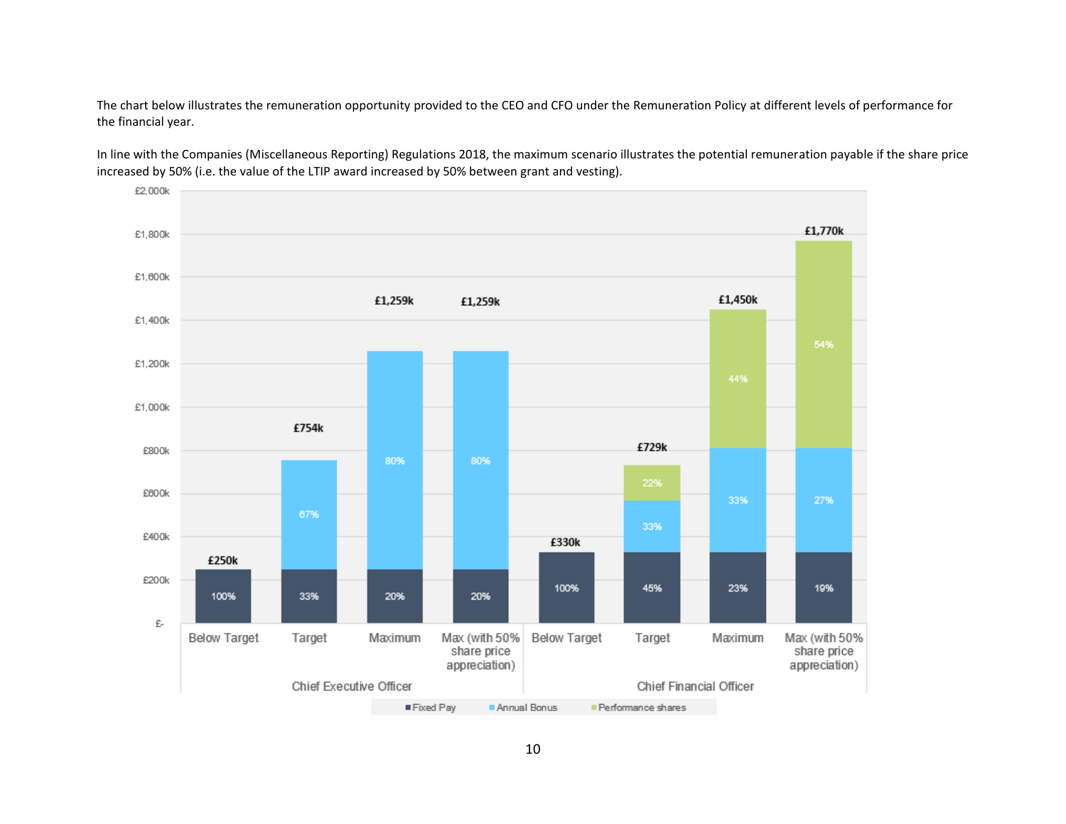The chart below illustrates the remuneration opportunity provided to the CEO and CFO under the Remuneration Policy at different levels of performance for the financial year.

In line with the Companies (Miscellaneous Reporting) Regulations 2018, the maximum scenario illustrates the potential remuneration payable if the share price increased by 50% (i.e. the value of the LTIP award increased by 50% between grant and vesting).

| | Scenario | Fixed Pay | Annual Bonus | Performance shares | Total |
|---|---|---|---|---|---|
| Chief Executive Officer | Below Target | 100% | | | £250k |
| | Target | 33% | 67% | | £754k |
| | Maximum | 20% | 80% | | £1,259k |
| | Max (with 50% share price appreciation) | 20% | 80% | | £1,259k |
| Chief Financial Officer | Below Target | 100% | | | £330k |
| | Target | 45% | 33% | 22% | £729k |
| | Maximum | 23% | 33% | 44% | £1,450k |
| | Max (with 50% share price appreciation) | 19% | 27% | 54% | £1,770k |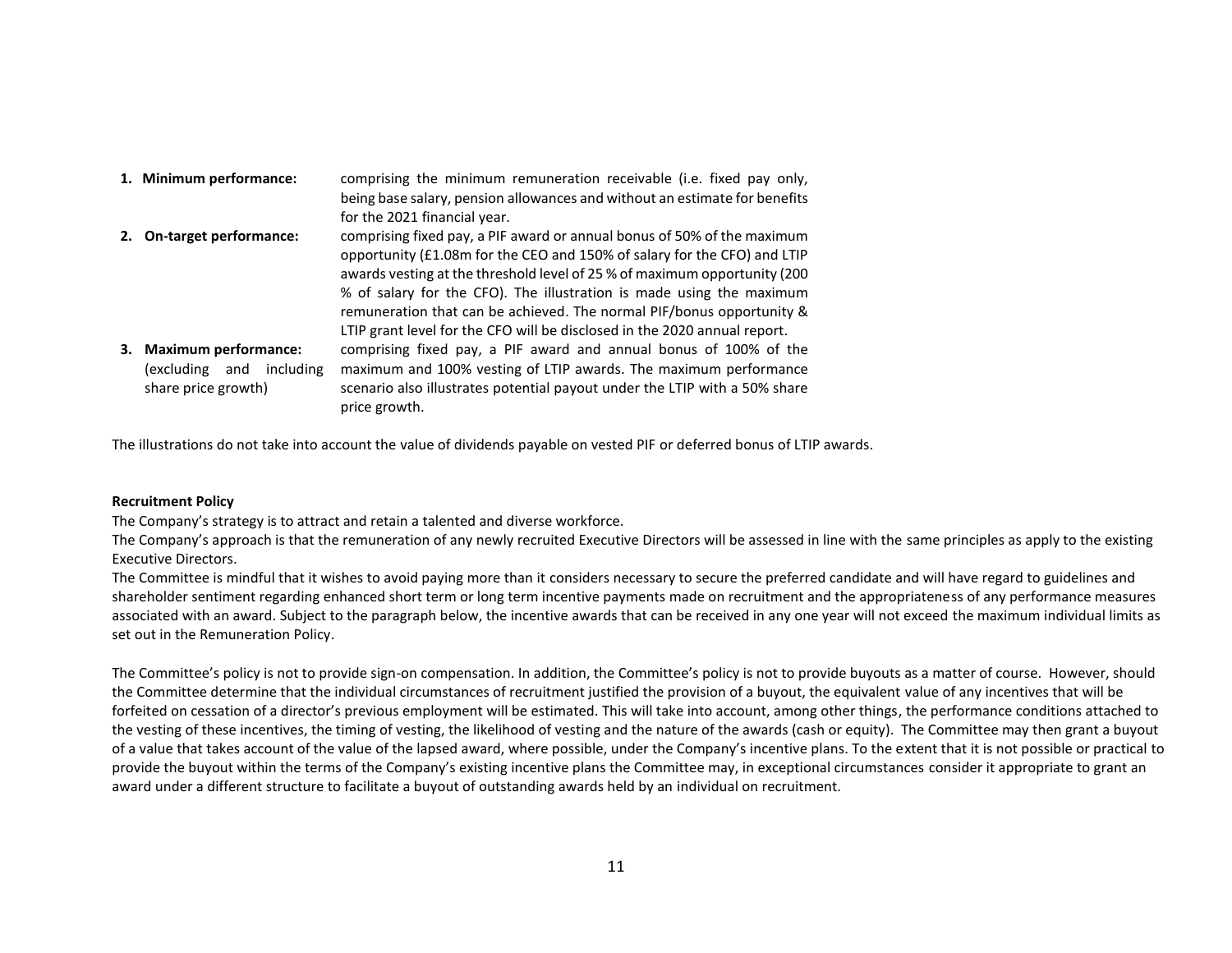1. **Minimum performance:** comprising the minimum remuneration receivable (i.e. fixed pay only, being base salary, pension allowances and without an estimate for benefits for the 2021 financial year.
2. **On-target performance:** comprising fixed pay, a PIF award or annual bonus of 50% of the maximum opportunity (£1.08m for the CEO and 150% of salary for the CFO) and LTIP awards vesting at the threshold level of 25 % of maximum opportunity (200 % of salary for the CFO). The illustration is made using the maximum remuneration that can be achieved. The normal PIF/bonus opportunity & LTIP grant level for the CFO will be disclosed in the 2020 annual report.
3. **Maximum performance:** (excluding and including share price growth) comprising fixed pay, a PIF award and annual bonus of 100% of the maximum and 100% vesting of LTIP awards. The maximum performance scenario also illustrates potential payout under the LTIP with a 50% share price growth.

The illustrations do not take into account the value of dividends payable on vested PIF or deferred bonus of LTIP awards.

**Recruitment Policy**

The Company's strategy is to attract and retain a talented and diverse workforce.

The Company's approach is that the remuneration of any newly recruited Executive Directors will be assessed in line with the same principles as apply to the existing Executive Directors.

The Committee is mindful that it wishes to avoid paying more than it considers necessary to secure the preferred candidate and will have regard to guidelines and shareholder sentiment regarding enhanced short term or long term incentive payments made on recruitment and the appropriateness of any performance measures associated with an award. Subject to the paragraph below, the incentive awards that can be received in any one year will not exceed the maximum individual limits as set out in the Remuneration Policy.

The Committee's policy is not to provide sign-on compensation. In addition, the Committee's policy is not to provide buyouts as a matter of course. However, should the Committee determine that the individual circumstances of recruitment justified the provision of a buyout, the equivalent value of any incentives that will be forfeited on cessation of a director's previous employment will be estimated. This will take into account, among other things, the performance conditions attached to the vesting of these incentives, the timing of vesting, the likelihood of vesting and the nature of the awards (cash or equity). The Committee may then grant a buyout of a value that takes account of the value of the lapsed award, where possible, under the Company's incentive plans. To the extent that it is not possible or practical to provide the buyout within the terms of the Company's existing incentive plans the Committee may, in exceptional circumstances consider it appropriate to grant an award under a different structure to facilitate a buyout of outstanding awards held by an individual on recruitment.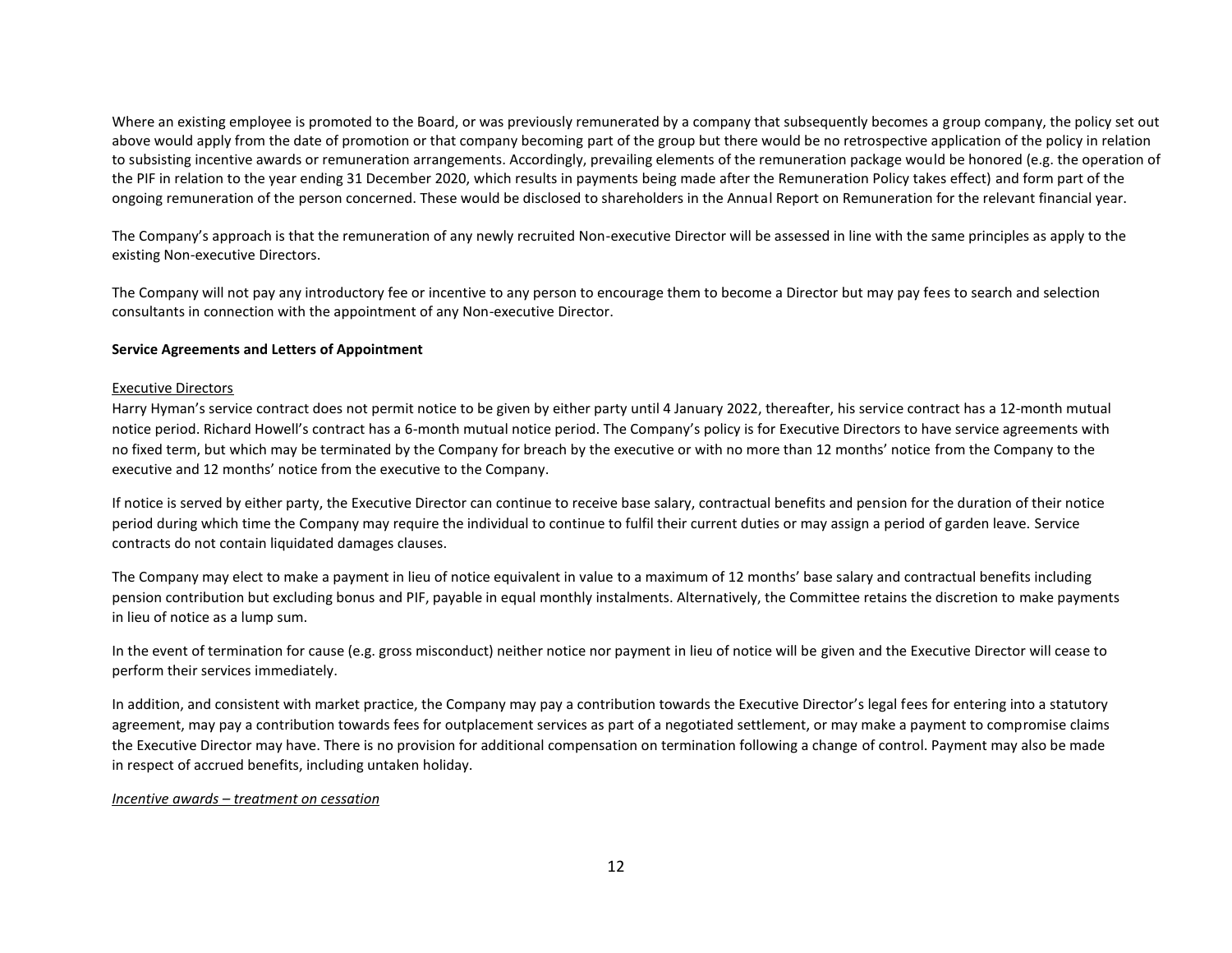Where an existing employee is promoted to the Board, or was previously remunerated by a company that subsequently becomes a group company, the policy set out above would apply from the date of promotion or that company becoming part of the group but there would be no retrospective application of the policy in relation to subsisting incentive awards or remuneration arrangements. Accordingly, prevailing elements of the remuneration package would be honored (e.g. the operation of the PIF in relation to the year ending 31 December 2020, which results in payments being made after the Remuneration Policy takes effect) and form part of the ongoing remuneration of the person concerned. These would be disclosed to shareholders in the Annual Report on Remuneration for the relevant financial year.

The Company's approach is that the remuneration of any newly recruited Non-executive Director will be assessed in line with the same principles as apply to the existing Non-executive Directors.

The Company will not pay any introductory fee or incentive to any person to encourage them to become a Director but may pay fees to search and selection consultants in connection with the appointment of any Non-executive Director.

**Service Agreements and Letters of Appointment**

Executive Directors

Harry Hyman's service contract does not permit notice to be given by either party until 4 January 2022, thereafter, his service contract has a 12-month mutual notice period. Richard Howell's contract has a 6-month mutual notice period. The Company's policy is for Executive Directors to have service agreements with no fixed term, but which may be terminated by the Company for breach by the executive or with no more than 12 months' notice from the Company to the executive and 12 months' notice from the executive to the Company.

If notice is served by either party, the Executive Director can continue to receive base salary, contractual benefits and pension for the duration of their notice period during which time the Company may require the individual to continue to fulfil their current duties or may assign a period of garden leave. Service contracts do not contain liquidated damages clauses.

The Company may elect to make a payment in lieu of notice equivalent in value to a maximum of 12 months' base salary and contractual benefits including pension contribution but excluding bonus and PIF, payable in equal monthly instalments. Alternatively, the Committee retains the discretion to make payments in lieu of notice as a lump sum.

In the event of termination for cause (e.g. gross misconduct) neither notice nor payment in lieu of notice will be given and the Executive Director will cease to perform their services immediately.

In addition, and consistent with market practice, the Company may pay a contribution towards the Executive Director's legal fees for entering into a statutory agreement, may pay a contribution towards fees for outplacement services as part of a negotiated settlement, or may make a payment to compromise claims the Executive Director may have. There is no provision for additional compensation on termination following a change of control. Payment may also be made in respect of accrued benefits, including untaken holiday.

*Incentive awards – treatment on cessation*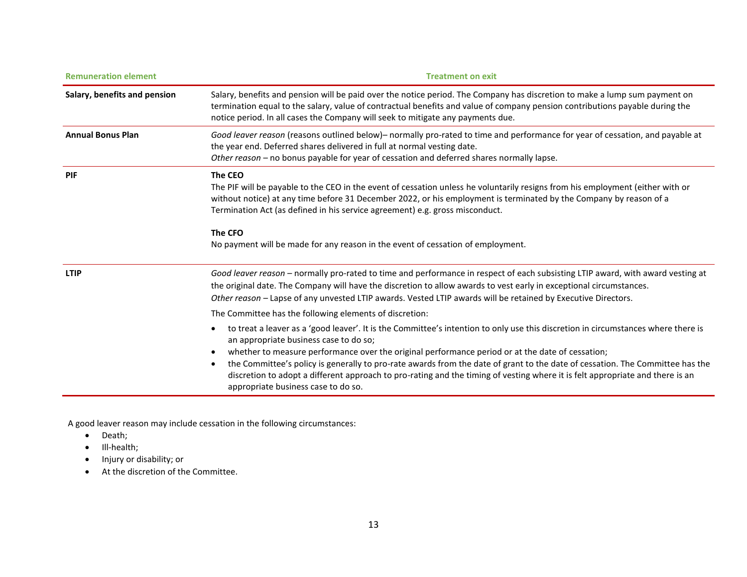| Remuneration element | Treatment on exit |
|---|---|
| **Salary, benefits and pension** | Salary, benefits and pension will be paid over the notice period. The Company has discretion to make a lump sum payment on termination equal to the salary, value of contractual benefits and value of company pension contributions payable during the notice period. In all cases the Company will seek to mitigate any payments due. |
| **Annual Bonus Plan** | *Good leaver reason* (reasons outlined below)– normally pro-rated to time and performance for year of cessation, and payable at the year end. Deferred shares delivered in full at normal vesting date.<br>*Other reason* – no bonus payable for year of cessation and deferred shares normally lapse. |
| **PIF** | **The CEO**<br>The PIF will be payable to the CEO in the event of cessation unless he voluntarily resigns from his employment (either with or without notice) at any time before 31 December 2022, or his employment is terminated by the Company by reason of a Termination Act (as defined in his service agreement) e.g. gross misconduct.<br><br>**The CFO**<br>No payment will be made for any reason in the event of cessation of employment. |
| **LTIP** | *Good leaver reason* – normally pro-rated to time and performance in respect of each subsisting LTIP award, with award vesting at the original date. The Company will have the discretion to allow awards to vest early in exceptional circumstances.<br>*Other reason* – Lapse of any unvested LTIP awards. Vested LTIP awards will be retained by Executive Directors.<br><br>The Committee has the following elements of discretion:<br>• to treat a leaver as a 'good leaver'. It is the Committee's intention to only use this discretion in circumstances where there is an appropriate business case to do so;<br>• whether to measure performance over the original performance period or at the date of cessation;<br>• the Committee's policy is generally to pro-rate awards from the date of grant to the date of cessation. The Committee has the discretion to adopt a different approach to pro-rating and the timing of vesting where it is felt appropriate and there is an appropriate business case to do so. |

A good leaver reason may include cessation in the following circumstances:

- Death;
- Ill-health;
- Injury or disability; or
- At the discretion of the Committee.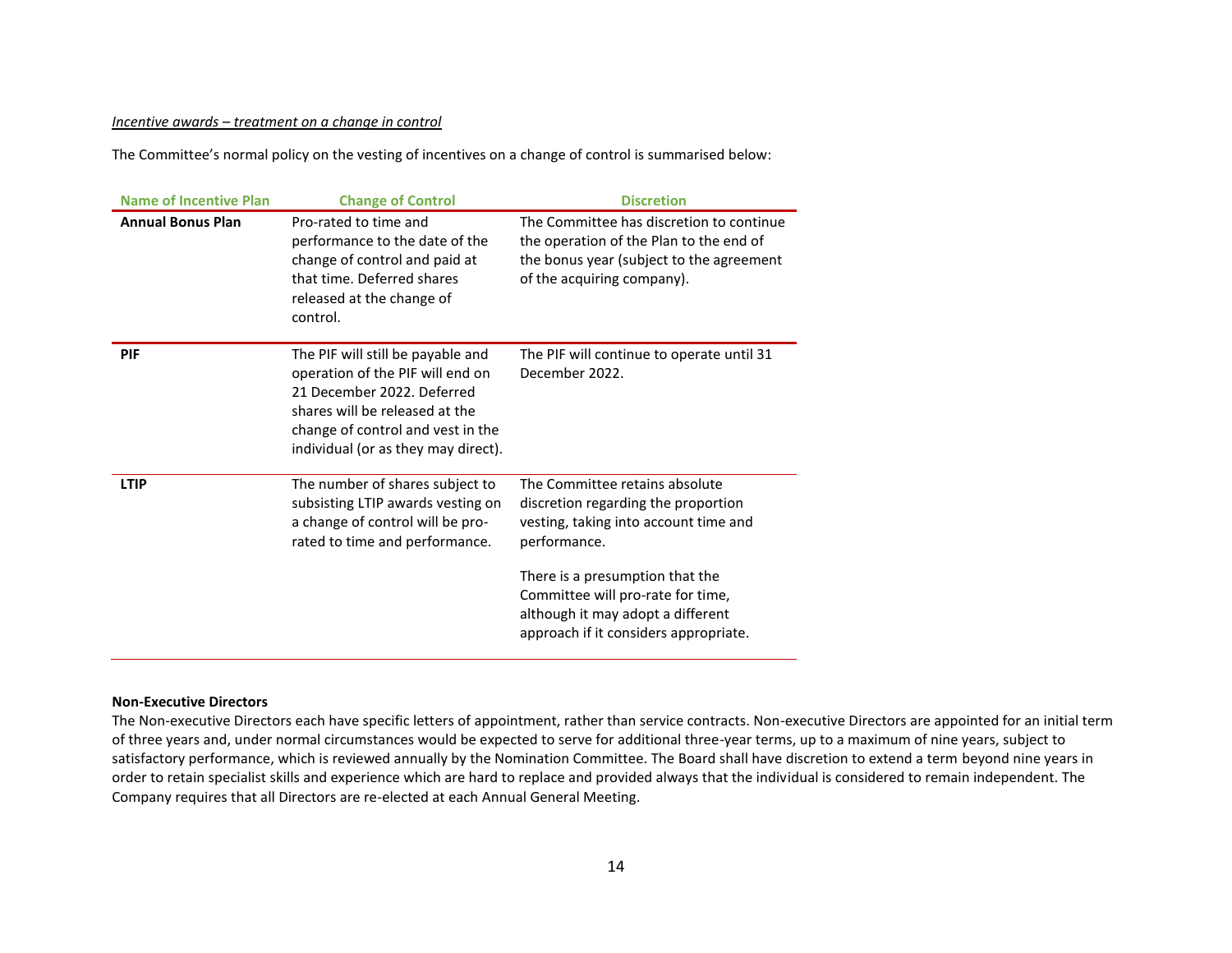*Incentive awards – treatment on a change in control*

The Committee's normal policy on the vesting of incentives on a change of control is summarised below:

| Name of Incentive Plan | Change of Control | Discretion |
|---|---|---|
| **Annual Bonus Plan** | Pro-rated to time and performance to the date of the change of control and paid at that time. Deferred shares released at the change of control. | The Committee has discretion to continue the operation of the Plan to the end of the bonus year (subject to the agreement of the acquiring company). |
| **PIF** | The PIF will still be payable and operation of the PIF will end on 21 December 2022. Deferred shares will be released at the change of control and vest in the individual (or as they may direct). | The PIF will continue to operate until 31 December 2022. |
| **LTIP** | The number of shares subject to subsisting LTIP awards vesting on a change of control will be pro-rated to time and performance. | The Committee retains absolute discretion regarding the proportion vesting, taking into account time and performance. <br><br> There is a presumption that the Committee will pro-rate for time, although it may adopt a different approach if it considers appropriate. |

**Non-Executive Directors**

The Non-executive Directors each have specific letters of appointment, rather than service contracts. Non-executive Directors are appointed for an initial term of three years and, under normal circumstances would be expected to serve for additional three-year terms, up to a maximum of nine years, subject to satisfactory performance, which is reviewed annually by the Nomination Committee. The Board shall have discretion to extend a term beyond nine years in order to retain specialist skills and experience which are hard to replace and provided always that the individual is considered to remain independent. The Company requires that all Directors are re-elected at each Annual General Meeting.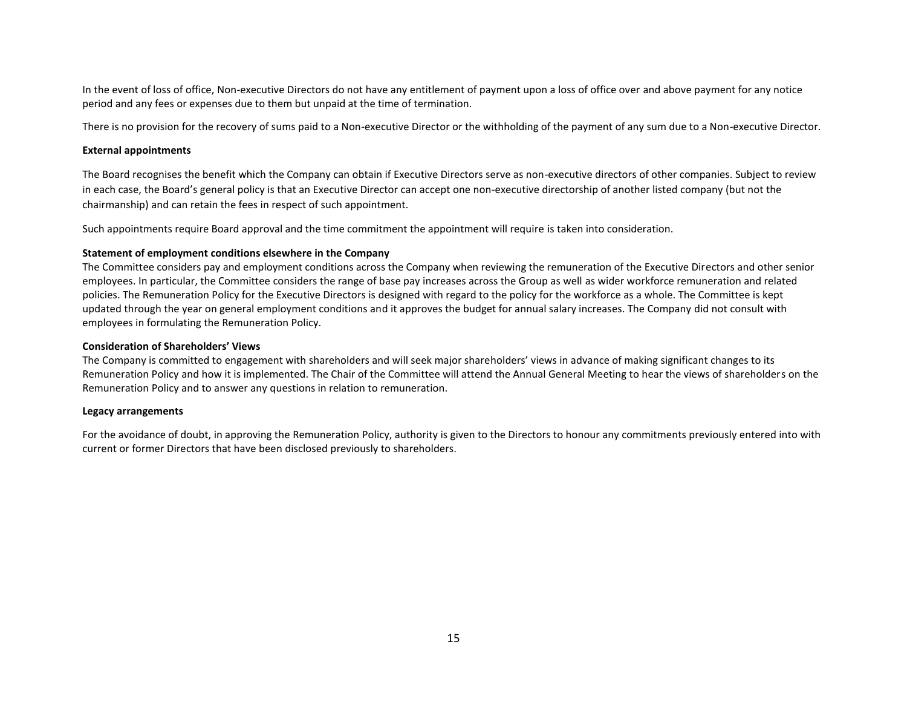In the event of loss of office, Non-executive Directors do not have any entitlement of payment upon a loss of office over and above payment for any notice period and any fees or expenses due to them but unpaid at the time of termination.

There is no provision for the recovery of sums paid to a Non-executive Director or the withholding of the payment of any sum due to a Non-executive Director.

**External appointments**

The Board recognises the benefit which the Company can obtain if Executive Directors serve as non-executive directors of other companies. Subject to review in each case, the Board's general policy is that an Executive Director can accept one non-executive directorship of another listed company (but not the chairmanship) and can retain the fees in respect of such appointment.

Such appointments require Board approval and the time commitment the appointment will require is taken into consideration.

**Statement of employment conditions elsewhere in the Company**

The Committee considers pay and employment conditions across the Company when reviewing the remuneration of the Executive Directors and other senior employees. In particular, the Committee considers the range of base pay increases across the Group as well as wider workforce remuneration and related policies. The Remuneration Policy for the Executive Directors is designed with regard to the policy for the workforce as a whole. The Committee is kept updated through the year on general employment conditions and it approves the budget for annual salary increases. The Company did not consult with employees in formulating the Remuneration Policy.

**Consideration of Shareholders' Views**

The Company is committed to engagement with shareholders and will seek major shareholders' views in advance of making significant changes to its Remuneration Policy and how it is implemented. The Chair of the Committee will attend the Annual General Meeting to hear the views of shareholders on the Remuneration Policy and to answer any questions in relation to remuneration.

**Legacy arrangements**

For the avoidance of doubt, in approving the Remuneration Policy, authority is given to the Directors to honour any commitments previously entered into with current or former Directors that have been disclosed previously to shareholders.